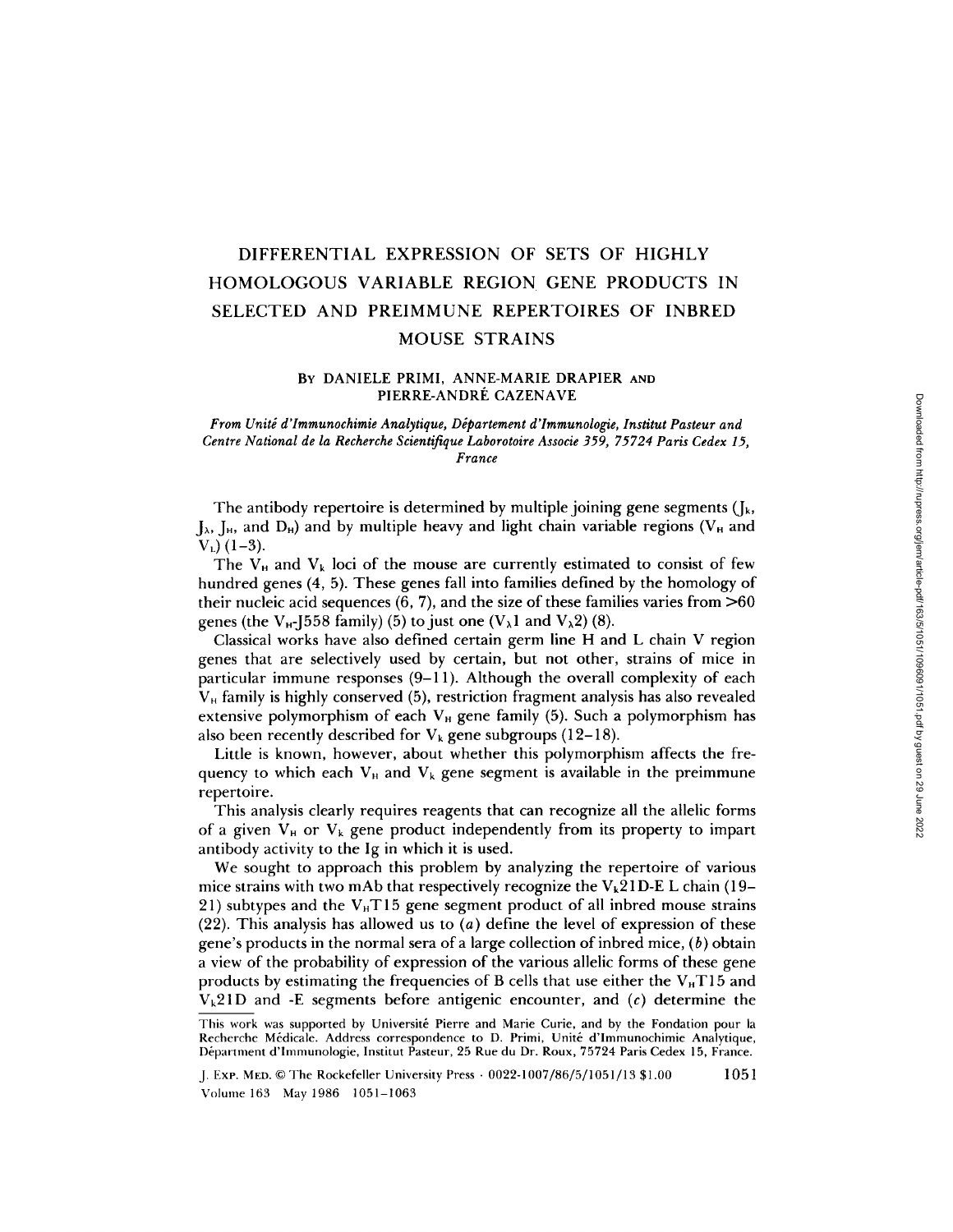# DIFFERENTIAL EXPRESSION OF SETS OF HIGHLY HOMOLOGOUS VARIABLE REGION GENE PRODUCTS IN SELECTED AND PREIMMUNE REPERTOIRES OF INBRED MOUSE STRAINS

By DANIELE PRIMI, ANNE-MARIE DRAPIER AND PIERRE-ANDRÉ CAZENAVE

*From Unité d'Immunochimie Analytique, Département d'Immunologie, Institut Pasteur and Centre National de la Recherche Scientifique Laborotoire Associe 359, 75724 Paris Cedex 15, France*

The antibody repertoire is determined by multiple joining gene segments ($J_k$, $J_\lambda$, $J_H$, and $D_H$) and by multiple heavy and light chain variable regions ($V_H$ and $V_L$) (1–3).

The $V_H$ and $V_k$ loci of the mouse are currently estimated to consist of few hundred genes (4, 5). These genes fall into families defined by the homology of their nucleic acid sequences (6, 7), and the size of these families varies from >60 genes (the $V_H$-J558 family) (5) to just one ($V_\lambda 1$ and $V_\lambda 2$) (8).

Classical works have also defined certain germ line H and L chain V region genes that are selectively used by certain, but not other, strains of mice in particular immune responses (9–11). Although the overall complexity of each $V_H$ family is highly conserved (5), restriction fragment analysis has also revealed extensive polymorphism of each $V_H$ gene family (5). Such a polymorphism has also been recently described for $V_k$ gene subgroups (12–18).

Little is known, however, about whether this polymorphism affects the frequency to which each $V_H$ and $V_k$ gene segment is available in the preimmune repertoire.

This analysis clearly requires reagents that can recognize all the allelic forms of a given $V_H$ or $V_k$ gene product independently from its property to impart antibody activity to the Ig in which it is used.

We sought to approach this problem by analyzing the repertoire of various mice strains with two mAb that respectively recognize the $V_k$21D-E L chain (19–21) subtypes and the $V_H$T15 gene segment product of all inbred mouse strains (22). This analysis has allowed us to (*a*) define the level of expression of these gene's products in the normal sera of a large collection of inbred mice, (*b*) obtain a view of the probability of expression of the various allelic forms of these gene products by estimating the frequencies of B cells that use either the $V_H$T15 and $V_k$21D and -E segments before antigenic encounter, and (*c*) determine the

This work was supported by Université Pierre and Marie Curie, and by the Fondation pour la Recherche Médicale. Address correspondence to D. Primi, Unité d'Immunochimie Analytique, Département d'Immunologie, Institut Pasteur, 25 Rue du Dr. Roux, 75724 Paris Cedex 15, France.

J. Exp. Med. © The Rockefeller University Press · 0022-1007/86/5/1051/13 $1.00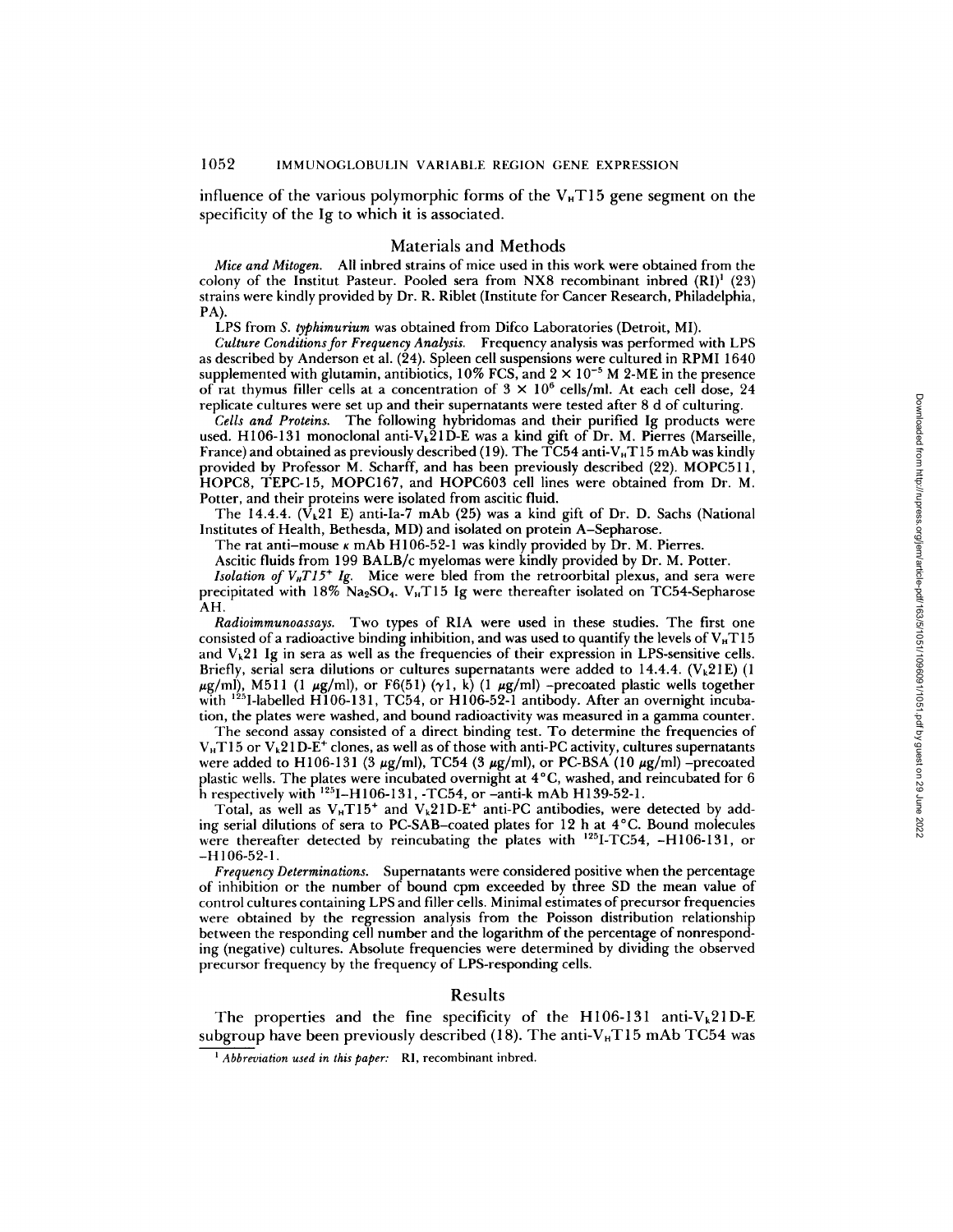influence of the various polymorphic forms of the $V_HT15$ gene segment on the specificity of the Ig to which it is associated.

## Materials and Methods

*Mice and Mitogen.* All inbred strains of mice used in this work were obtained from the colony of the Institut Pasteur. Pooled sera from NX8 recombinant inbred (RI)[1] (23) strains were kindly provided by Dr. R. Riblet (Institute for Cancer Research, Philadelphia, PA).

LPS from *S. typhimurium* was obtained from Difco Laboratories (Detroit, MI).

*Culture Conditions for Frequency Analysis.* Frequency analysis was performed with LPS as described by Anderson et al. (24). Spleen cell suspensions were cultured in RPMI 1640 supplemented with glutamin, antibiotics, 10% FCS, and $2 \times 10^{-5}$ M 2-ME in the presence of rat thymus filler cells at a concentration of $3 \times 10^6$ cells/ml. At each cell dose, 24 replicate cultures were set up and their supernatants were tested after 8 d of culturing.

*Cells and Proteins.* The following hybridomas and their purified Ig products were used. H106-131 monoclonal anti-$V_k21$D-E was a kind gift of Dr. M. Pierres (Marseille, France) and obtained as previously described (19). The TC54 anti-$V_HT15$ mAb was kindly provided by Professor M. Scharff, and has been previously described (22). MOPC511, HOPC8, TEPC-15, MOPC167, and HOPC603 cell lines were obtained from Dr. M. Potter, and their proteins were isolated from ascitic fluid.

The 14.4.4. ($V_k21$ E) anti-Ia-7 mAb (25) was a kind gift of Dr. D. Sachs (National Institutes of Health, Bethesda, MD) and isolated on protein A–Sepharose.

The rat anti–mouse $\kappa$ mAb H106-52-1 was kindly provided by Dr. M. Pierres.

Ascitic fluids from 199 BALB/c myelomas were kindly provided by Dr. M. Potter.

*Isolation of $V_HT15^+$ Ig.* Mice were bled from the retroorbital plexus, and sera were precipitated with 18% $Na_2SO_4$. $V_HT15$ Ig were thereafter isolated on TC54-Sepharose AH.

*Radioimmunoassays.* Two types of RIA were used in these studies. The first one consisted of a radioactive binding inhibition, and was used to quantify the levels of $V_HT15$ and $V_k21$ Ig in sera as well as the frequencies of their expression in LPS-sensitive cells. Briefly, serial sera dilutions or cultures supernatants were added to 14.4.4. ($V_k21$E) (1 $\mu$g/ml), M511 (1 $\mu$g/ml), or F6(51) ($\gamma$1, k) (1 $\mu$g/ml) -precoated plastic wells together with $^{125}$I-labelled H106-131, TC54, or H106-52-1 antibody. After an overnight incubation, the plates were washed, and bound radioactivity was measured in a gamma counter.

The second assay consisted of a direct binding test. To determine the frequencies of $V_HT15$ or $V_k21$D-E$^+$ clones, as well as of those with anti-PC activity, cultures supernatants were added to H106-131 (3 $\mu$g/ml), TC54 (3 $\mu$g/ml), or PC-BSA (10 $\mu$g/ml) -precoated plastic wells. The plates were incubated overnight at 4°C, washed, and reincubated for 6 h respectively with $^{125}$I–H106-131, -TC54, or –anti-k mAb H139-52-1.

Total, as well as $V_HT15^+$ and $V_k21$D-E$^+$ anti-PC antibodies, were detected by adding serial dilutions of sera to PC-SAB–coated plates for 12 h at 4°C. Bound molecules were thereafter detected by reincubating the plates with $^{125}$I-TC54, -H106-131, or -H106-52-1.

*Frequency Determinations.* Supernatants were considered positive when the percentage of inhibition or the number of bound cpm exceeded by three SD the mean value of control cultures containing LPS and filler cells. Minimal estimates of precursor frequencies were obtained by the regression analysis from the Poisson distribution relationship between the responding cell number and the logarithm of the percentage of nonresponding (negative) cultures. Absolute frequencies were determined by dividing the observed precursor frequency by the frequency of LPS-responding cells.

## Results

The properties and the fine specificity of the H106-131 anti-$V_k21$D-E subgroup have been previously described (18). The anti-$V_HT15$ mAb TC54 was

[1] *Abbreviation used in this paper:* RI, recombinant inbred.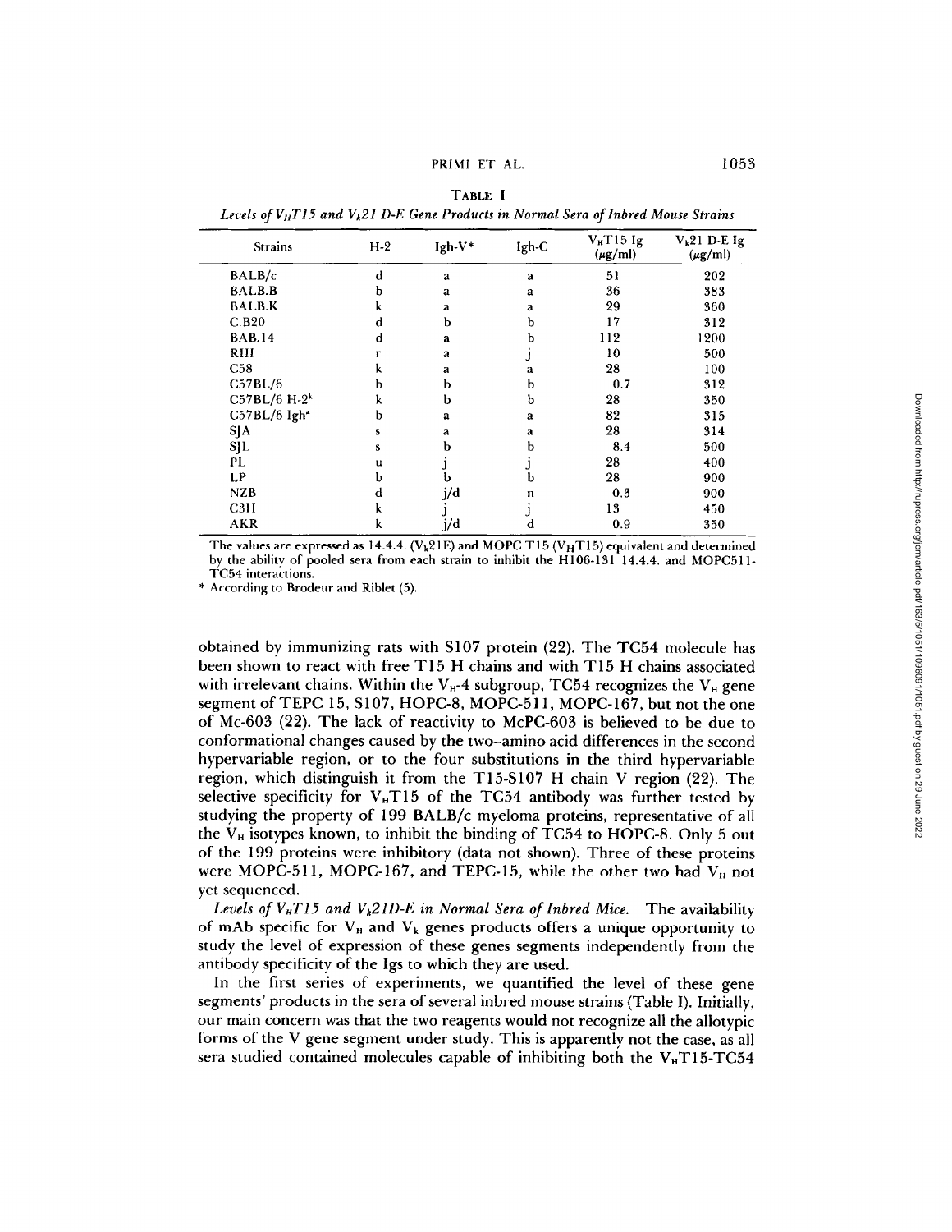TABLE I

*Levels of $V_H$T15 and $V_k$21 D-E Gene Products in Normal Sera of Inbred Mouse Strains*

| Strains | H-2 | Igh-V* | Igh-C | $V_H$T15 Ig ($\mu$g/ml) | $V_k$21 D-E Ig ($\mu$g/ml) |
|---|---|---|---|---|---|
| BALB/c | d | a | a | 51 | 202 |
| BALB.B | b | a | a | 36 | 383 |
| BALB.K | k | a | a | 29 | 360 |
| C.B20 | d | b | b | 17 | 312 |
| BAB.14 | d | a | b | 112 | 1200 |
| RIII | r | a | j | 10 | 500 |
| C58 | k | a | a | 28 | 100 |
| C57BL/6 | b | b | b | 0.7 | 312 |
| C57BL/6 H-$2^k$ | k | b | b | 28 | 350 |
| C57BL/6 $Igh^a$ | b | a | a | 82 | 315 |
| SJA | s | a | a | 28 | 314 |
| SJL | s | b | b | 8.4 | 500 |
| PL | u | j | j | 28 | 400 |
| LP | b | b | b | 28 | 900 |
| NZB | d | j/d | n | 0.3 | 900 |
| C3H | k | j | j | 13 | 450 |
| AKR | k | j/d | d | 0.9 | 350 |

The values are expressed as 14.4.4. ($V_k$21E) and MOPC T15 ($V_H$T15) equivalent and determined by the ability of pooled sera from each strain to inhibit the H106-131 14.4.4. and MOPC511-TC54 interactions.

\* According to Brodeur and Riblet (5).

obtained by immunizing rats with S107 protein (22). The TC54 molecule has been shown to react with free T15 H chains and with T15 H chains associated with irrelevant chains. Within the $V_H$-4 subgroup, TC54 recognizes the $V_H$ gene segment of TEPC 15, S107, HOPC-8, MOPC-511, MOPC-167, but not the one of Mc-603 (22). The lack of reactivity to McPC-603 is believed to be due to conformational changes caused by the two–amino acid differences in the second hypervariable region, or to the four substitutions in the third hypervariable region, which distinguish it from the T15-S107 H chain V region (22). The selective specificity for $V_H$T15 of the TC54 antibody was further tested by studying the property of 199 BALB/c myeloma proteins, representative of all the $V_H$ isotypes known, to inhibit the binding of TC54 to HOPC-8. Only 5 out of the 199 proteins were inhibitory (data not shown). Three of these proteins were MOPC-511, MOPC-167, and TEPC-15, while the other two had $V_H$ not yet sequenced.

*Levels of $V_H$T15 and $V_k$21D-E in Normal Sera of Inbred Mice.* The availability of mAb specific for $V_H$ and $V_k$ genes products offers a unique opportunity to study the level of expression of these genes segments independently from the antibody specificity of the Igs to which they are used.

In the first series of experiments, we quantified the level of these gene segments' products in the sera of several inbred mouse strains (Table I). Initially, our main concern was that the two reagents would not recognize all the allotypic forms of the V gene segment under study. This is apparently not the case, as all sera studied contained molecules capable of inhibiting both the $V_H$T15-TC54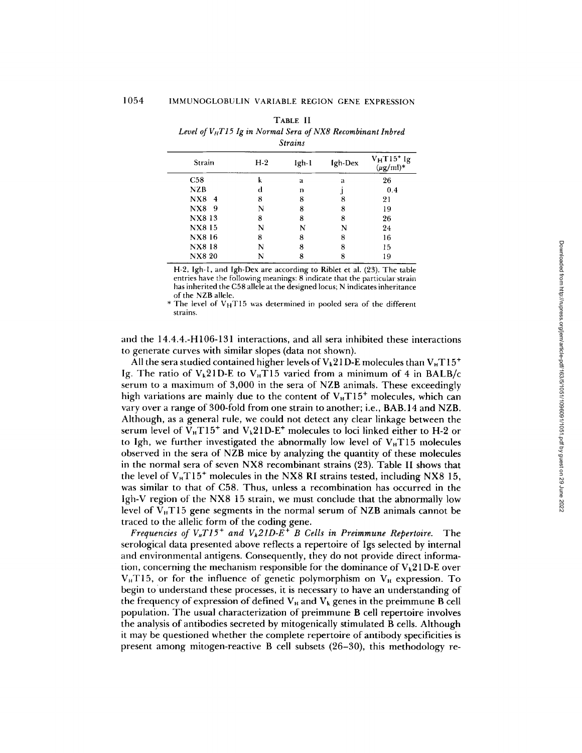TABLE II

*Level of $V_HT15$ Ig in Normal Sera of NX8 Recombinant Inbred Strains*

| Strain | H-2 | Igh-1 | Igh-Dex | $V_HT15^+$ Ig ($\mu$g/ml)* |
|---|---|---|---|---|
| C58 | k | a | a | 26 |
| NZB | d | n | j | 0.4 |
| NX8 4 | 8 | 8 | 8 | 21 |
| NX8 9 | N | 8 | 8 | 19 |
| NX8 13 | 8 | 8 | 8 | 26 |
| NX8 15 | N | N | N | 24 |
| NX8 16 | 8 | 8 | 8 | 16 |
| NX8 18 | N | 8 | 8 | 15 |
| NX8 20 | N | 8 | 8 | 19 |

H-2, Igh-1, and Igh-Dex are according to Riblet et al. (23). The table entries have the following meanings: 8 indicate that the particular strain has inherited the C58 allele at the designed locus; N indicates inheritance of the NZB allele.

\* The level of $V_HT15$ was determined in pooled sera of the different strains.

and the 14.4.4.-H106-131 interactions, and all sera inhibited these interactions to generate curves with similar slopes (data not shown).

All the sera studied contained higher levels of $V_k21D$-E molecules than $V_HT15^+$ Ig. The ratio of $V_k21D$-E to $V_HT15$ varied from a minimum of 4 in BALB/c serum to a maximum of 3,000 in the sera of NZB animals. These exceedingly high variations are mainly due to the content of $V_HT15^+$ molecules, which can vary over a range of 300-fold from one strain to another; i.e., BAB.14 and NZB. Although, as a general rule, we could not detect any clear linkage between the serum level of $V_HT15^+$ and $V_k21D$-$E^+$ molecules to loci linked either to H-2 or to Igh, we further investigated the abnormally low level of $V_HT15$ molecules observed in the sera of NZB mice by analyzing the quantity of these molecules in the normal sera of seven NX8 recombinant strains (23). Table II shows that the level of $V_HT15^+$ molecules in the NX8 RI strains tested, including NX8 15, was similar to that of C58. Thus, unless a recombination has occurred in the Igh-V region of the NX8 15 strain, we must conclude that the abnormally low level of $V_HT15$ gene segments in the normal serum of NZB animals cannot be traced to the allelic form of the coding gene.

*Frequencies of $V_HT15^+$ and $V_k21D$-$E^+$ B Cells in Preimmune Repertoire.* The serological data presented above reflects a repertoire of Igs selected by internal and environmental antigens. Consequently, they do not provide direct information, concerning the mechanism responsible for the dominance of $V_k21D$-E over $V_HT15$, or for the influence of genetic polymorphism on $V_H$ expression. To begin to understand these processes, it is necessary to have an understanding of the frequency of expression of defined $V_H$ and $V_k$ genes in the preimmune B cell population. The usual characterization of preimmune B cell repertoire involves the analysis of antibodies secreted by mitogenically stimulated B cells. Although it may be questioned whether the complete repertoire of antibody specificities is present among mitogen-reactive B cell subsets (26–30), this methodology re-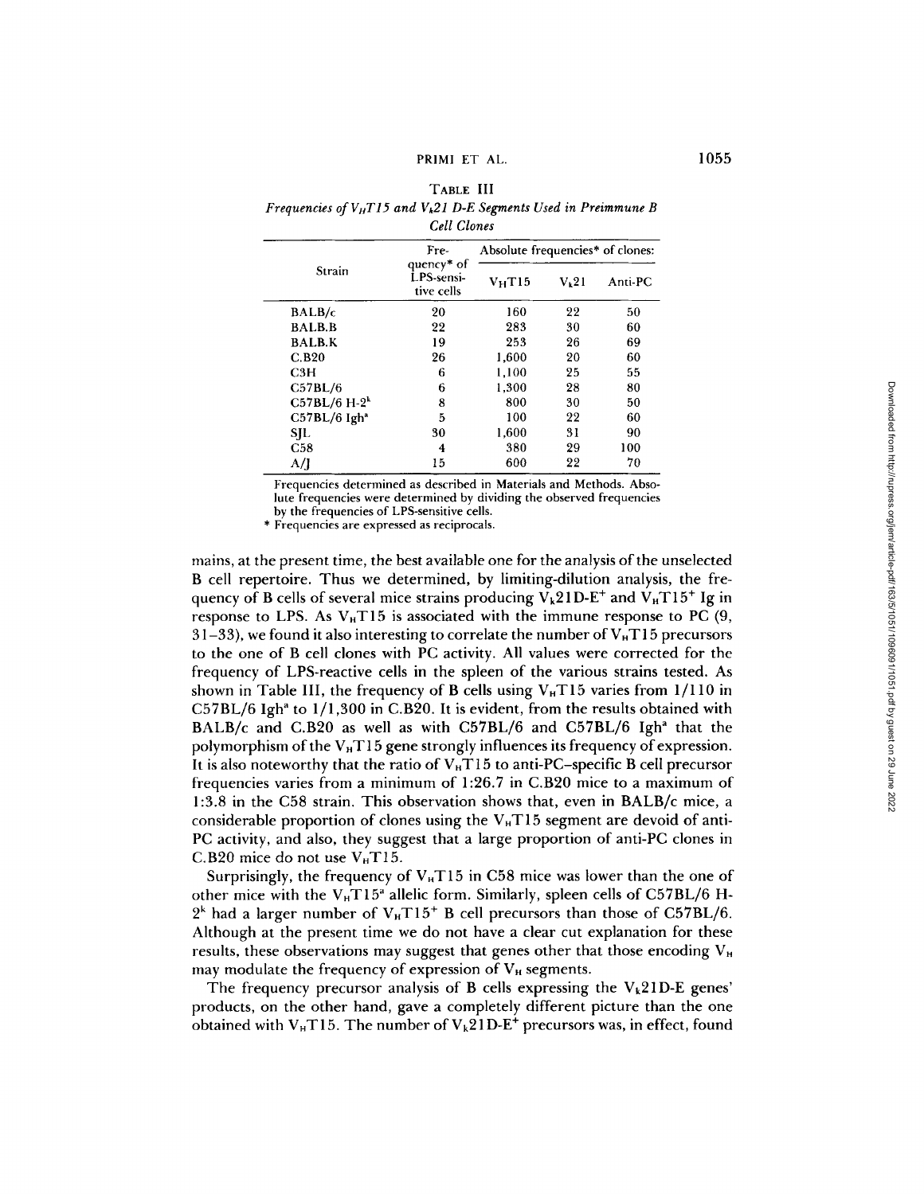TABLE III

*Frequencies of $V_HT15$ and $V_\kappa 21$ D-E Segments Used in Preimmune B Cell Clones*

| Strain | Frequency* of LPS-sensitive cells | Absolute frequencies* of clones: | | |
|---|---|---|---|---|
| | | $V_HT15$ | $V_\kappa 21$ | Anti-PC |
| BALB/c | 20 | 160 | 22 | 50 |
| BALB.B | 22 | 283 | 30 | 60 |
| BALB.K | 19 | 253 | 26 | 69 |
| C.B20 | 26 | 1,600 | 20 | 60 |
| C3H | 6 | 1,100 | 25 | 55 |
| C57BL/6 | 6 | 1,300 | 28 | 80 |
| C57BL/6 H-$2^k$ | 8 | 800 | 30 | 50 |
| C57BL/6 Igh$^a$ | 5 | 100 | 22 | 60 |
| SJL | 30 | 1,600 | 31 | 90 |
| C58 | 4 | 380 | 29 | 100 |
| A/J | 15 | 600 | 22 | 70 |

Frequencies determined as described in Materials and Methods. Absolute frequencies were determined by dividing the observed frequencies by the frequencies of LPS-sensitive cells.

\* Frequencies are expressed as reciprocals.

mains, at the present time, the best available one for the analysis of the unselected B cell repertoire. Thus we determined, by limiting-dilution analysis, the frequency of B cells of several mice strains producing $V_\kappa 21$D-E$^+$ and $V_HT15^+$ Ig in response to LPS. As $V_HT15$ is associated with the immune response to PC (9, 31–33), we found it also interesting to correlate the number of $V_HT15$ precursors to the one of B cell clones with PC activity. All values were corrected for the frequency of LPS-reactive cells in the spleen of the various strains tested. As shown in Table III, the frequency of B cells using $V_HT15$ varies from 1/110 in C57BL/6 Igh$^a$ to 1/1,300 in C.B20. It is evident, from the results obtained with BALB/c and C.B20 as well as with C57BL/6 and C57BL/6 Igh$^a$ that the polymorphism of the $V_HT15$ gene strongly influences its frequency of expression. It is also noteworthy that the ratio of $V_HT15$ to anti-PC–specific B cell precursor frequencies varies from a minimum of 1:26.7 in C.B20 mice to a maximum of 1:3.8 in the C58 strain. This observation shows that, even in BALB/c mice, a considerable proportion of clones using the $V_HT15$ segment are devoid of anti-PC activity, and also, they suggest that a large proportion of anti-PC clones in C.B20 mice do not use $V_HT15$.

Surprisingly, the frequency of $V_HT15$ in C58 mice was lower than the one of other mice with the $V_HT15^a$ allelic form. Similarly, spleen cells of C57BL/6 H-$2^k$ had a larger number of $V_HT15^+$ B cell precursors than those of C57BL/6. Although at the present time we do not have a clear cut explanation for these results, these observations may suggest that genes other that those encoding $V_H$ may modulate the frequency of expression of $V_H$ segments.

The frequency precursor analysis of B cells expressing the $V_\kappa 21$D-E genes' products, on the other hand, gave a completely different picture than the one obtained with $V_HT15$. The number of $V_\kappa 21$D-E$^+$ precursors was, in effect, found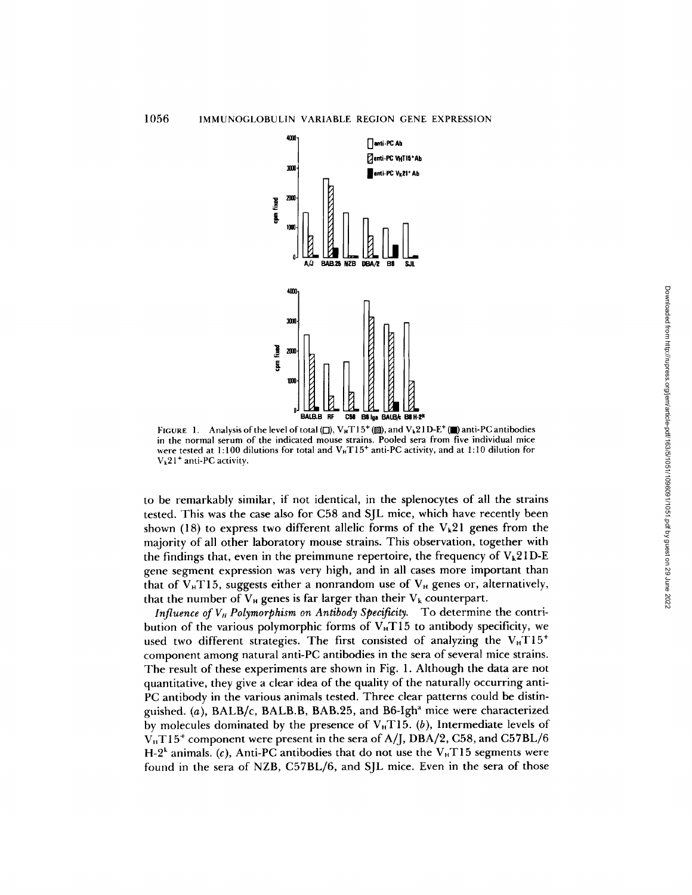FIGURE 1. Analysis of the level of total (□), $V_HT15^+$ (▨), and $V_k21D\text{-}E^+$ (■) anti-PC antibodies in the normal serum of the indicated mouse strains. Pooled sera from five individual mice were tested at 1:100 dilutions for total and $V_HT15^+$ anti-PC activity, and at 1:10 dilution for $V_k21^+$ anti-PC activity.

to be remarkably similar, if not identical, in the splenocytes of all the strains tested. This was the case also for C58 and SJL mice, which have recently been shown (18) to express two different allelic forms of the $V_k21$ genes from the majority of all other laboratory mouse strains. This observation, together with the findings that, even in the preimmune repertoire, the frequency of $V_k21D\text{-}E$ gene segment expression was very high, and in all cases more important than that of $V_HT15$, suggests either a nonrandom use of $V_H$ genes or, alternatively, that the number of $V_H$ genes is far larger than their $V_k$ counterpart.

*Influence of $V_H$ Polymorphism on Antibody Specificity.* To determine the contribution of the various polymorphic forms of $V_HT15$ to antibody specificity, we used two different strategies. The first consisted of analyzing the $V_HT15^+$ component among natural anti-PC antibodies in the sera of several mice strains. The result of these experiments are shown in Fig. 1. Although the data are not quantitative, they give a clear idea of the quality of the naturally occurring anti-PC antibody in the various animals tested. Three clear patterns could be distinguished. (*a*), BALB/c, BALB.B, BAB.25, and B6-Igh[a] mice were characterized by molecules dominated by the presence of $V_HT15$. (*b*), Intermediate levels of $V_HT15^+$ component were present in the sera of A/J, DBA/2, C58, and C57BL/6 H-2[k] animals. (*c*), Anti-PC antibodies that do not use the $V_HT15$ segments were found in the sera of NZB, C57BL/6, and SJL mice. Even in the sera of those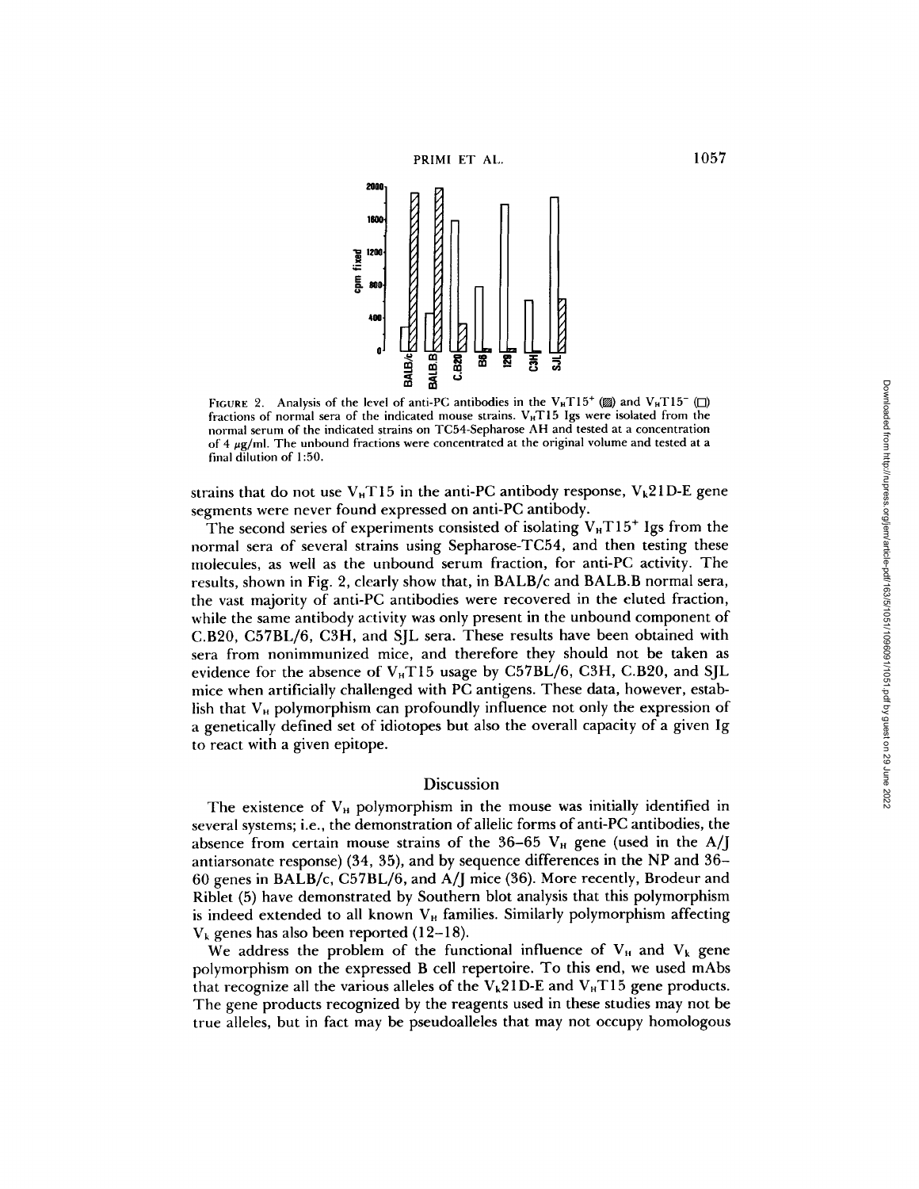FIGURE 2. Analysis of the level of anti-PC antibodies in the $V_HT15^+$ (▨) and $V_HT15^-$ (□) fractions of normal sera of the indicated mouse strains. $V_HT15$ Igs were isolated from the normal serum of the indicated strains on TC54-Sepharose AH and tested at a concentration of 4 μg/ml. The unbound fractions were concentrated at the original volume and tested at a final dilution of 1:50.

strains that do not use $V_HT15$ in the anti-PC antibody response, $V_k21D$-E gene segments were never found expressed on anti-PC antibody.

The second series of experiments consisted of isolating $V_HT15^+$ Igs from the normal sera of several strains using Sepharose-TC54, and then testing these molecules, as well as the unbound serum fraction, for anti-PC activity. The results, shown in Fig. 2, clearly show that, in BALB/c and BALB.B normal sera, the vast majority of anti-PC antibodies were recovered in the eluted fraction, while the same antibody activity was only present in the unbound component of C.B20, C57BL/6, C3H, and SJL sera. These results have been obtained with sera from nonimmunized mice, and therefore they should not be taken as evidence for the absence of $V_HT15$ usage by C57BL/6, C3H, C.B20, and SJL mice when artificially challenged with PC antigens. These data, however, establish that $V_H$ polymorphism can profoundly influence not only the expression of a genetically defined set of idiotopes but also the overall capacity of a given Ig to react with a given epitope.

## Discussion

The existence of $V_H$ polymorphism in the mouse was initially identified in several systems; i.e., the demonstration of allelic forms of anti-PC antibodies, the absence from certain mouse strains of the 36–65 $V_H$ gene (used in the A/J antiarsonate response) (34, 35), and by sequence differences in the NP and 36–60 genes in BALB/c, C57BL/6, and A/J mice (36). More recently, Brodeur and Riblet (5) have demonstrated by Southern blot analysis that this polymorphism is indeed extended to all known $V_H$ families. Similarly polymorphism affecting $V_k$ genes has also been reported (12–18).

We address the problem of the functional influence of $V_H$ and $V_k$ gene polymorphism on the expressed B cell repertoire. To this end, we used mAbs that recognize all the various alleles of the $V_k21D$-E and $V_HT15$ gene products. The gene products recognized by the reagents used in these studies may not be true alleles, but in fact may be pseudoalleles that may not occupy homologous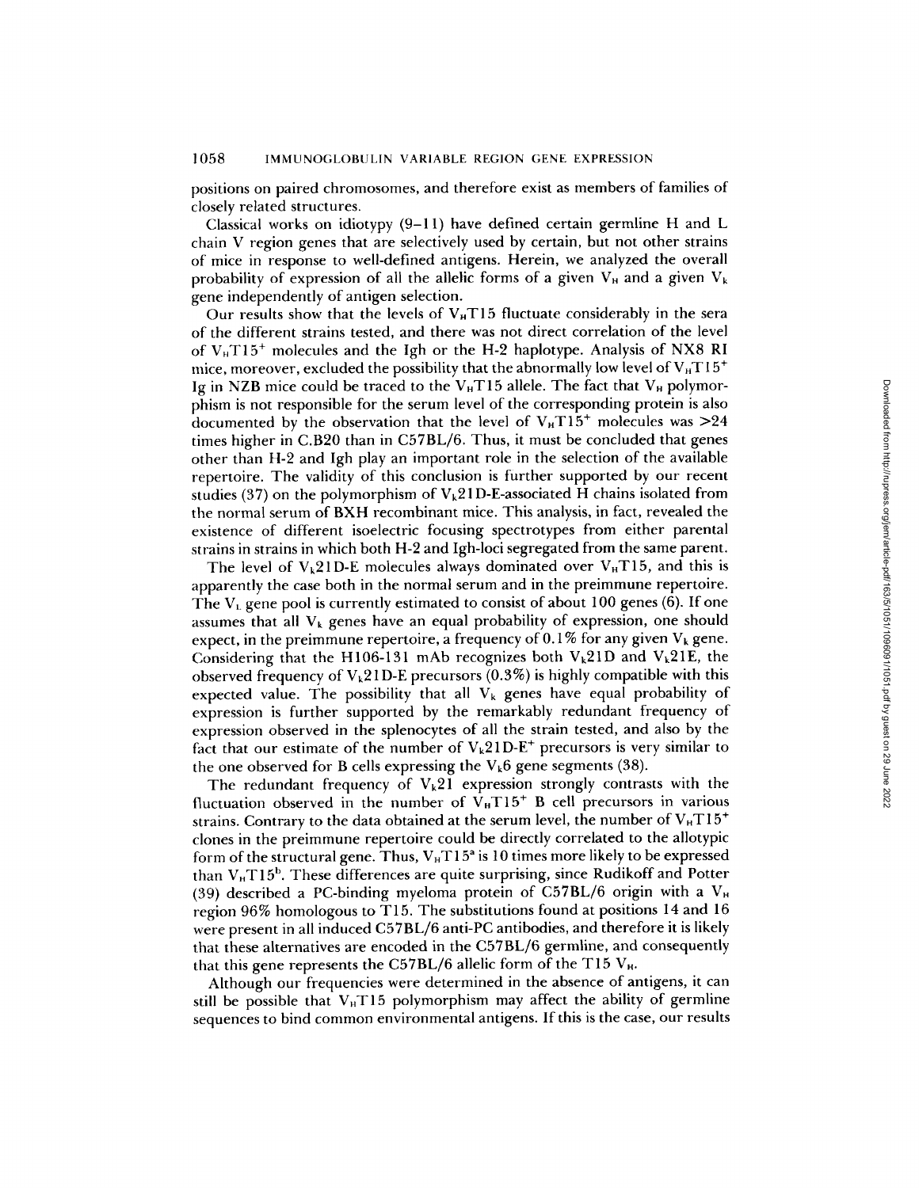positions on paired chromosomes, and therefore exist as members of families of closely related structures.

Classical works on idiotypy (9–11) have defined certain germline H and L chain V region genes that are selectively used by certain, but not other strains of mice in response to well-defined antigens. Herein, we analyzed the overall probability of expression of all the allelic forms of a given $V_H$ and a given $V_k$ gene independently of antigen selection.

Our results show that the levels of $V_H$T15 fluctuate considerably in the sera of the different strains tested, and there was not direct correlation of the level of $V_H$T15$^+$ molecules and the Igh or the H-2 haplotype. Analysis of NX8 RI mice, moreover, excluded the possibility that the abnormally low level of $V_H$T15$^+$ Ig in NZB mice could be traced to the $V_H$T15 allele. The fact that $V_H$ polymorphism is not responsible for the serum level of the corresponding protein is also documented by the observation that the level of $V_H$T15$^+$ molecules was >24 times higher in C.B20 than in C57BL/6. Thus, it must be concluded that genes other than H-2 and Igh play an important role in the selection of the available repertoire. The validity of this conclusion is further supported by our recent studies (37) on the polymorphism of $V_k$21D-E-associated H chains isolated from the normal serum of BXH recombinant mice. This analysis, in fact, revealed the existence of different isoelectric focusing spectrotypes from either parental strains in strains in which both H-2 and Igh-loci segregated from the same parent.

The level of $V_k$21D-E molecules always dominated over $V_H$T15, and this is apparently the case both in the normal serum and in the preimmune repertoire. The $V_L$ gene pool is currently estimated to consist of about 100 genes (6). If one assumes that all $V_k$ genes have an equal probability of expression, one should expect, in the preimmune repertoire, a frequency of 0.1% for any given $V_k$ gene. Considering that the H106-131 mAb recognizes both $V_k$21D and $V_k$21E, the observed frequency of $V_k$21D-E precursors (0.3%) is highly compatible with this expected value. The possibility that all $V_k$ genes have equal probability of expression is further supported by the remarkably redundant frequency of expression observed in the splenocytes of all the strain tested, and also by the fact that our estimate of the number of $V_k$21D-E$^+$ precursors is very similar to the one observed for B cells expressing the $V_k$6 gene segments (38).

The redundant frequency of $V_k$21 expression strongly contrasts with the fluctuation observed in the number of $V_H$T15$^+$ B cell precursors in various strains. Contrary to the data obtained at the serum level, the number of $V_H$T15$^+$ clones in the preimmune repertoire could be directly correlated to the allotypic form of the structural gene. Thus, $V_H$T15$^a$ is 10 times more likely to be expressed than $V_H$T15$^b$. These differences are quite surprising, since Rudikoff and Potter (39) described a PC-binding myeloma protein of C57BL/6 origin with a $V_H$ region 96% homologous to T15. The substitutions found at positions 14 and 16 were present in all induced C57BL/6 anti-PC antibodies, and therefore it is likely that these alternatives are encoded in the C57BL/6 germline, and consequently that this gene represents the C57BL/6 allelic form of the T15 $V_H$.

Although our frequencies were determined in the absence of antigens, it can still be possible that $V_H$T15 polymorphism may affect the ability of germline sequences to bind common environmental antigens. If this is the case, our results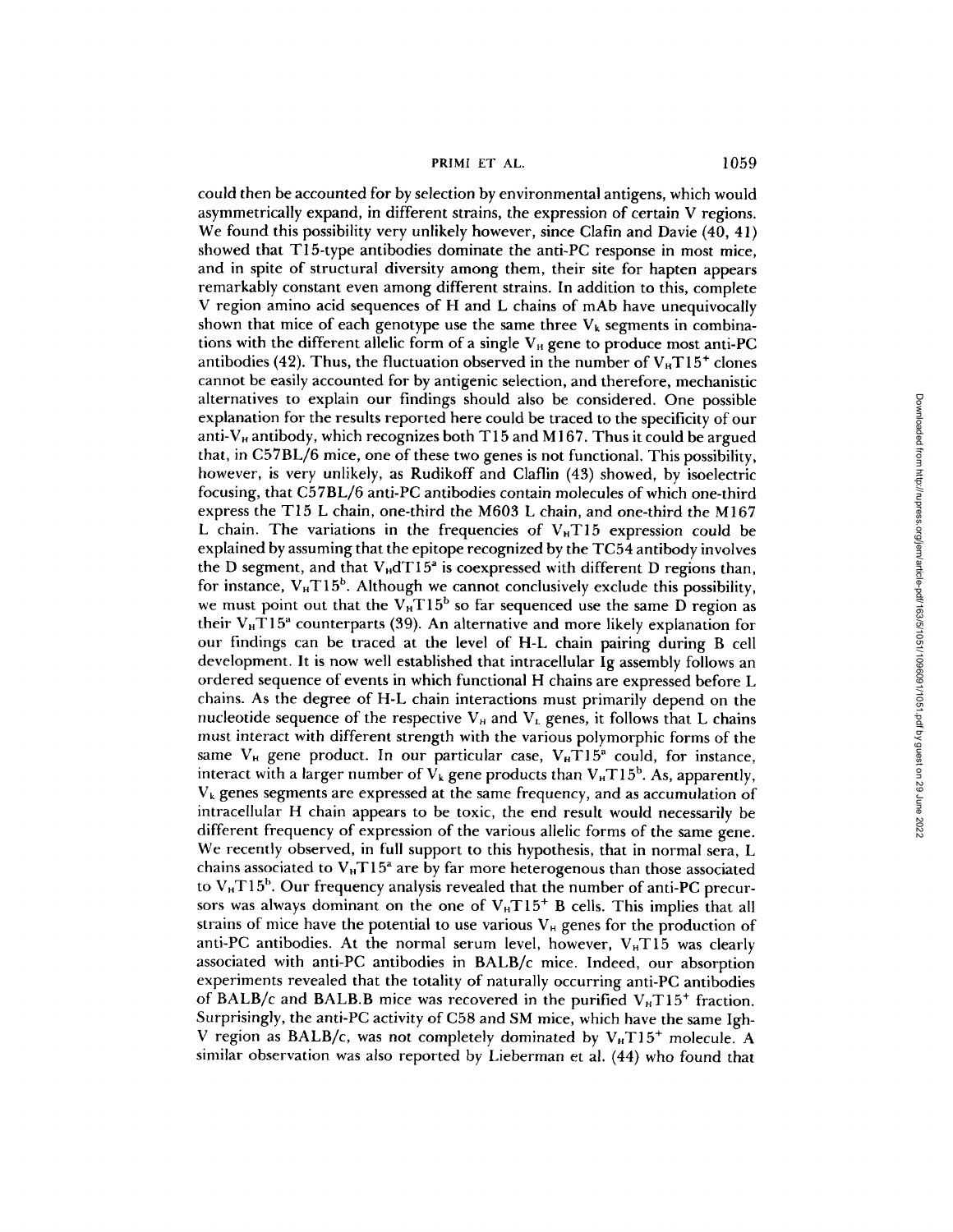could then be accounted for by selection by environmental antigens, which would asymmetrically expand, in different strains, the expression of certain V regions. We found this possibility very unlikely however, since Clafin and Davie (40, 41) showed that T15-type antibodies dominate the anti-PC response in most mice, and in spite of structural diversity among them, their site for hapten appears remarkably constant even among different strains. In addition to this, complete V region amino acid sequences of H and L chains of mAb have unequivocally shown that mice of each genotype use the same three $V_k$ segments in combinations with the different allelic form of a single $V_H$ gene to produce most anti-PC antibodies (42). Thus, the fluctuation observed in the number of $V_HT15^+$ clones cannot be easily accounted for by antigenic selection, and therefore, mechanistic alternatives to explain our findings should also be considered. One possible explanation for the results reported here could be traced to the specificity of our anti-$V_H$ antibody, which recognizes both T15 and M167. Thus it could be argued that, in C57BL/6 mice, one of these two genes is not functional. This possibility, however, is very unlikely, as Rudikoff and Claflin (43) showed, by isoelectric focusing, that C57BL/6 anti-PC antibodies contain molecules of which one-third express the T15 L chain, one-third the M603 L chain, and one-third the M167 L chain. The variations in the frequencies of $V_HT15$ expression could be explained by assuming that the epitope recognized by the TC54 antibody involves the D segment, and that $V_HdT15^a$ is coexpressed with different D regions than, for instance, $V_HT15^b$. Although we cannot conclusively exclude this possibility, we must point out that the $V_HT15^b$ so far sequenced use the same D region as their $V_HT15^a$ counterparts (39). An alternative and more likely explanation for our findings can be traced at the level of H-L chain pairing during B cell development. It is now well established that intracellular Ig assembly follows an ordered sequence of events in which functional H chains are expressed before L chains. As the degree of H-L chain interactions must primarily depend on the nucleotide sequence of the respective $V_H$ and $V_L$ genes, it follows that L chains must interact with different strength with the various polymorphic forms of the same $V_H$ gene product. In our particular case, $V_HT15^a$ could, for instance, interact with a larger number of $V_k$ gene products than $V_HT15^b$. As, apparently, $V_k$ genes segments are expressed at the same frequency, and as accumulation of intracellular H chain appears to be toxic, the end result would necessarily be different frequency of expression of the various allelic forms of the same gene. We recently observed, in full support to this hypothesis, that in normal sera, L chains associated to $V_HT15^a$ are by far more heterogenous than those associated to $V_HT15^b$. Our frequency analysis revealed that the number of anti-PC precursors was always dominant on the one of $V_HT15^+$ B cells. This implies that all strains of mice have the potential to use various $V_H$ genes for the production of anti-PC antibodies. At the normal serum level, however, $V_HT15$ was clearly associated with anti-PC antibodies in BALB/c mice. Indeed, our absorption experiments revealed that the totality of naturally occurring anti-PC antibodies of BALB/c and BALB.B mice was recovered in the purified $V_HT15^+$ fraction. Surprisingly, the anti-PC activity of C58 and SM mice, which have the same Igh-V region as BALB/c, was not completely dominated by $V_HT15^+$ molecule. A similar observation was also reported by Lieberman et al. (44) who found that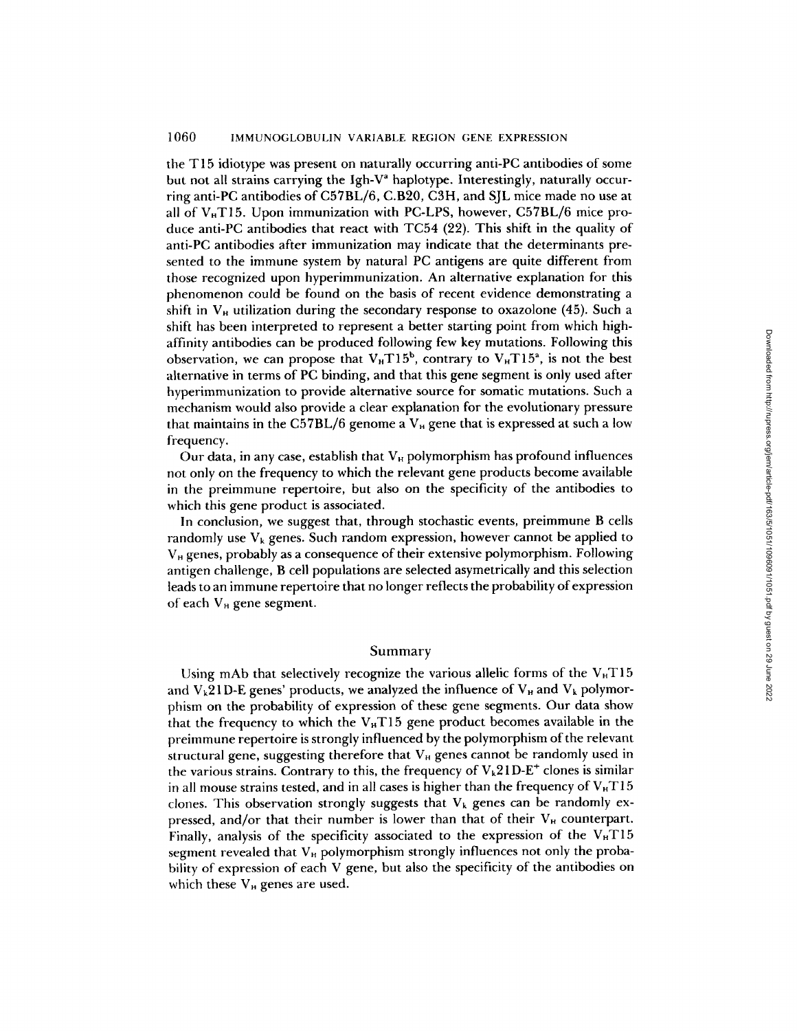the T15 idiotype was present on naturally occurring anti-PC antibodies of some but not all strains carrying the Igh-$V^a$ haplotype. Interestingly, naturally occurring anti-PC antibodies of C57BL/6, C.B20, C3H, and SJL mice made no use at all of $V_H$T15. Upon immunization with PC-LPS, however, C57BL/6 mice produce anti-PC antibodies that react with TC54 (22). This shift in the quality of anti-PC antibodies after immunization may indicate that the determinants presented to the immune system by natural PC antigens are quite different from those recognized upon hyperimmunization. An alternative explanation for this phenomenon could be found on the basis of recent evidence demonstrating a shift in $V_H$ utilization during the secondary response to oxazolone (45). Such a shift has been interpreted to represent a better starting point from which high-affinity antibodies can be produced following few key mutations. Following this observation, we can propose that $V_H$T15$^b$, contrary to $V_H$T15$^a$, is not the best alternative in terms of PC binding, and that this gene segment is only used after hyperimmunization to provide alternative source for somatic mutations. Such a mechanism would also provide a clear explanation for the evolutionary pressure that maintains in the C57BL/6 genome a $V_H$ gene that is expressed at such a low frequency.

Our data, in any case, establish that $V_H$ polymorphism has profound influences not only on the frequency to which the relevant gene products become available in the preimmune repertoire, but also on the specificity of the antibodies to which this gene product is associated.

In conclusion, we suggest that, through stochastic events, preimmune B cells randomly use $V_k$ genes. Such random expression, however cannot be applied to $V_H$ genes, probably as a consequence of their extensive polymorphism. Following antigen challenge, B cell populations are selected asymetrically and this selection leads to an immune repertoire that no longer reflects the probability of expression of each $V_H$ gene segment.

## Summary

Using mAb that selectively recognize the various allelic forms of the $V_H$T15 and $V_k$21D-E genes' products, we analyzed the influence of $V_H$ and $V_k$ polymorphism on the probability of expression of these gene segments. Our data show that the frequency to which the $V_H$T15 gene product becomes available in the preimmune repertoire is strongly influenced by the polymorphism of the relevant structural gene, suggesting therefore that $V_H$ genes cannot be randomly used in the various strains. Contrary to this, the frequency of $V_k$21D-$E^+$ clones is similar in all mouse strains tested, and in all cases is higher than the frequency of $V_H$T15 clones. This observation strongly suggests that $V_k$ genes can be randomly expressed, and/or that their number is lower than that of their $V_H$ counterpart. Finally, analysis of the specificity associated to the expression of the $V_H$T15 segment revealed that $V_H$ polymorphism strongly influences not only the probability of expression of each V gene, but also the specificity of the antibodies on which these $V_H$ genes are used.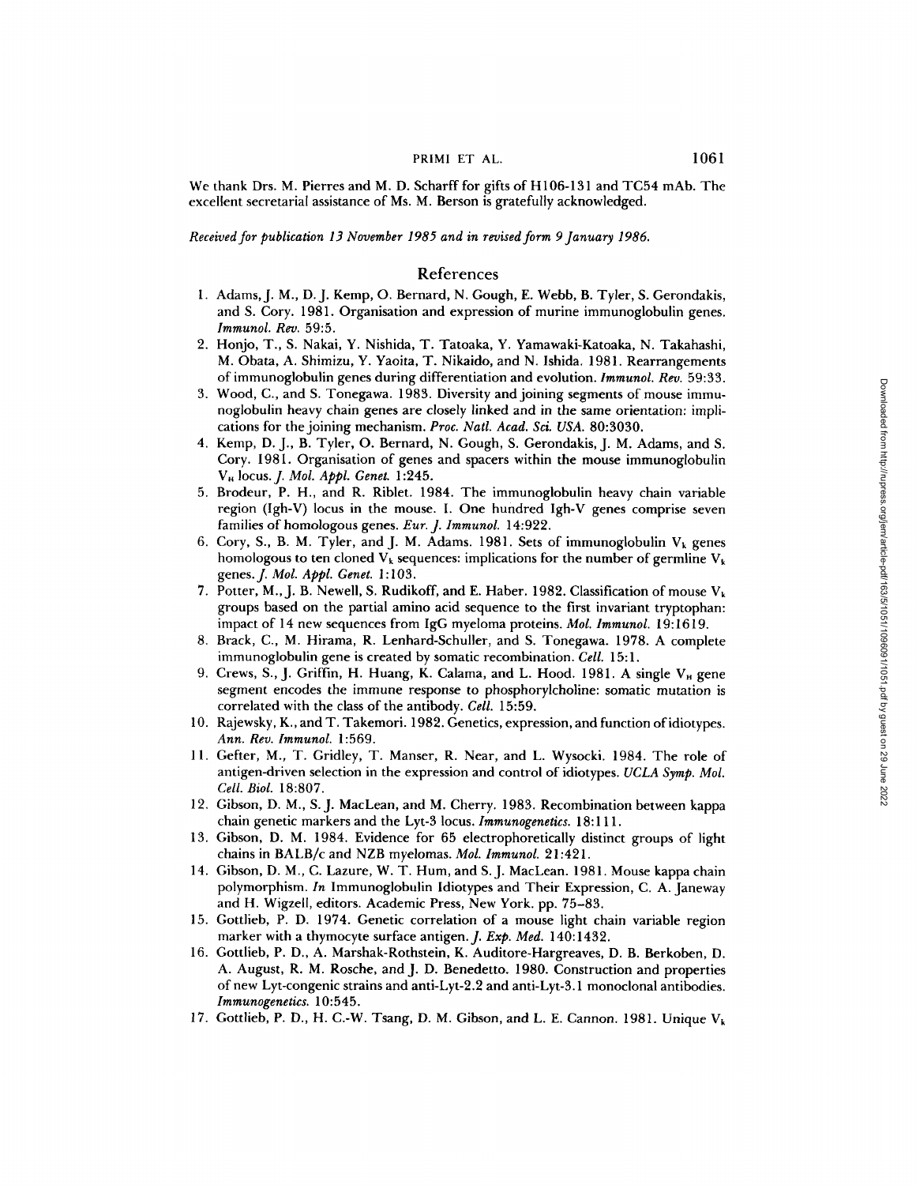We thank Drs. M. Pierres and M. D. Scharff for gifts of H106-131 and TC54 mAb. The excellent secretarial assistance of Ms. M. Berson is gratefully acknowledged.

*Received for publication 13 November 1985 and in revised form 9 January 1986.*

## References

1. Adams, J. M., D. J. Kemp, O. Bernard, N. Gough, E. Webb, B. Tyler, S. Gerondakis, and S. Cory. 1981. Organisation and expression of murine immunoglobulin genes. *Immunol. Rev.* 59:5.
2. Honjo, T., S. Nakai, Y. Nishida, T. Tatoaka, Y. Yamawaki-Katoaka, N. Takahashi, M. Obata, A. Shimizu, Y. Yaoita, T. Nikaido, and N. Ishida. 1981. Rearrangements of immunoglobulin genes during differentiation and evolution. *Immunol. Rev.* 59:33.
3. Wood, C., and S. Tonegawa. 1983. Diversity and joining segments of mouse immunoglobulin heavy chain genes are closely linked and in the same orientation: implications for the joining mechanism. *Proc. Natl. Acad. Sci. USA.* 80:3030.
4. Kemp, D. J., B. Tyler, O. Bernard, N. Gough, S. Gerondakis, J. M. Adams, and S. Cory. 1981. Organisation of genes and spacers within the mouse immunoglobulin $V_H$ locus. *J. Mol. Appl. Genet.* 1:245.
5. Brodeur, P. H., and R. Riblet. 1984. The immunoglobulin heavy chain variable region (Igh-V) locus in the mouse. I. One hundred Igh-V genes comprise seven families of homologous genes. *Eur. J. Immunol.* 14:922.
6. Cory, S., B. M. Tyler, and J. M. Adams. 1981. Sets of immunoglobulin $V_k$ genes homologous to ten cloned $V_k$ sequences: implications for the number of germline $V_k$ genes. *J. Mol. Appl. Genet.* 1:103.
7. Potter, M., J. B. Newell, S. Rudikoff, and E. Haber. 1982. Classification of mouse $V_k$ groups based on the partial amino acid sequence to the first invariant tryptophan: impact of 14 new sequences from IgG myeloma proteins. *Mol. Immunol.* 19:1619.
8. Brack, C., M. Hirama, R. Lenhard-Schuller, and S. Tonegawa. 1978. A complete immunoglobulin gene is created by somatic recombination. *Cell.* 15:1.
9. Crews, S., J. Griffin, H. Huang, K. Calama, and L. Hood. 1981. A single $V_H$ gene segment encodes the immune response to phosphorylcholine: somatic mutation is correlated with the class of the antibody. *Cell.* 15:59.
10. Rajewsky, K., and T. Takemori. 1982. Genetics, expression, and function of idiotypes. *Ann. Rev. Immunol.* 1:569.
11. Gefter, M., T. Gridley, T. Manser, R. Near, and L. Wysocki. 1984. The role of antigen-driven selection in the expression and control of idiotypes. *UCLA Symp. Mol. Cell. Biol.* 18:807.
12. Gibson, D. M., S. J. MacLean, and M. Cherry. 1983. Recombination between kappa chain genetic markers and the Lyt-3 locus. *Immunogenetics.* 18:111.
13. Gibson, D. M. 1984. Evidence for 65 electrophoretically distinct groups of light chains in BALB/c and NZB myelomas. *Mol. Immunol.* 21:421.
14. Gibson, D. M., C. Lazure, W. T. Hum, and S. J. MacLean. 1981. Mouse kappa chain polymorphism. *In* Immunoglobulin Idiotypes and Their Expression, C. A. Janeway and H. Wigzell, editors. Academic Press, New York. pp. 75–83.
15. Gottlieb, P. D. 1974. Genetic correlation of a mouse light chain variable region marker with a thymocyte surface antigen. *J. Exp. Med.* 140:1432.
16. Gottlieb, P. D., A. Marshak-Rothstein, K. Auditore-Hargreaves, D. B. Berkoben, D. A. August, R. M. Rosche, and J. D. Benedetto. 1980. Construction and properties of new Lyt-congenic strains and anti-Lyt-2.2 and anti-Lyt-3.1 monoclonal antibodies. *Immunogenetics.* 10:545.
17. Gottlieb, P. D., H. C.-W. Tsang, D. M. Gibson, and L. E. Cannon. 1981. Unique $V_k$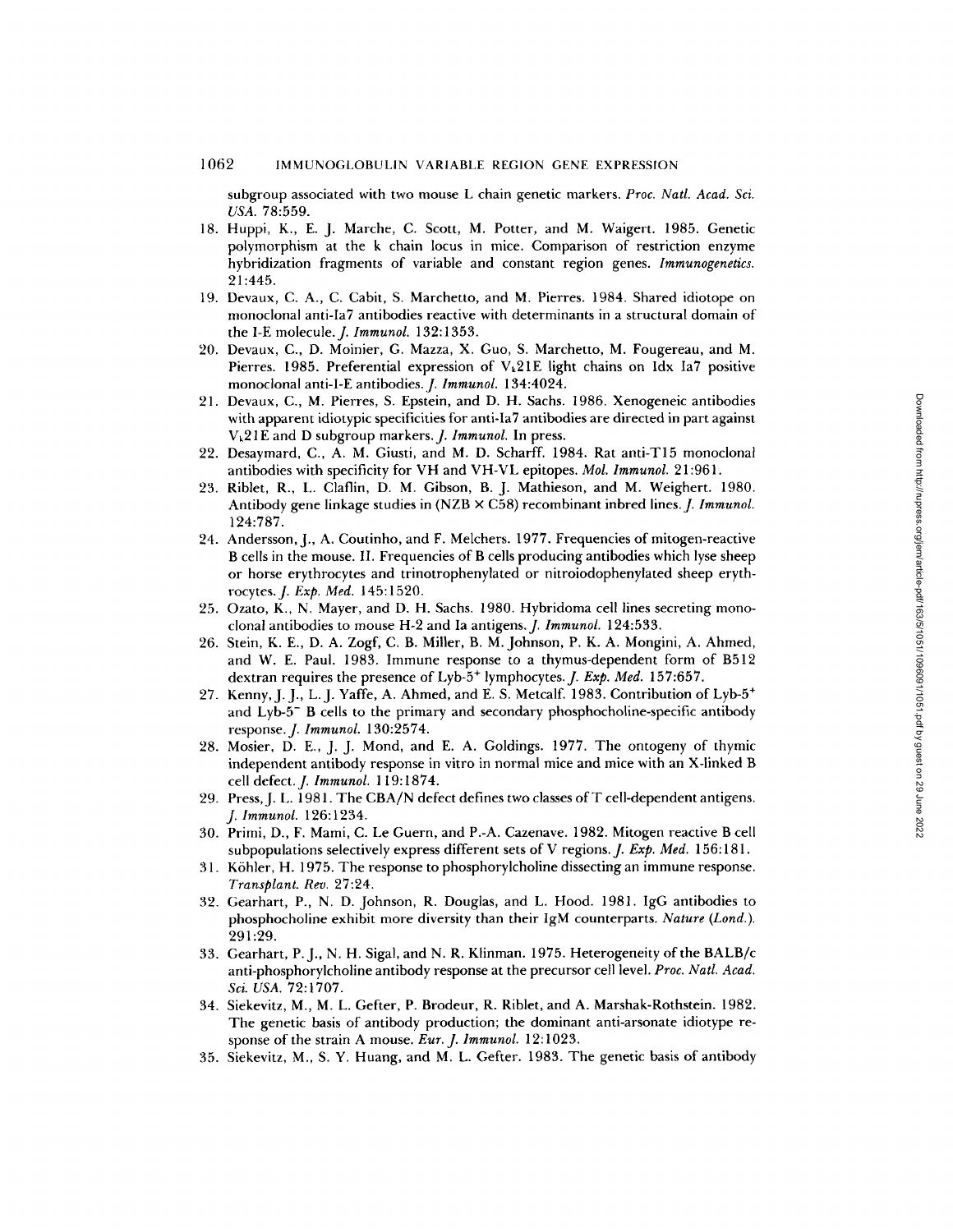subgroup associated with two mouse L chain genetic markers. *Proc. Natl. Acad. Sci. USA.* 78:559.

18. Huppi, K., E. J. Marche, C. Scott, M. Potter, and M. Waigert. 1985. Genetic polymorphism at the k chain locus in mice. Comparison of restriction enzyme hybridization fragments of variable and constant region genes. *Immunogenetics.* 21:445.
19. Devaux, C. A., C. Cabit, S. Marchetto, and M. Pierres. 1984. Shared idiotope on monoclonal anti-Ia7 antibodies reactive with determinants in a structural domain of the I-E molecule. *J. Immunol.* 132:1353.
20. Devaux, C., D. Moinier, G. Mazza, X. Guo, S. Marchetto, M. Fougereau, and M. Pierres. 1985. Preferential expression of $V_k21E$ light chains on Idx Ia7 positive monoclonal anti-I-E antibodies. *J. Immunol.* 134:4024.
21. Devaux, C., M. Pierres, S. Epstein, and D. H. Sachs. 1986. Xenogeneic antibodies with apparent idiotypic specificities for anti-Ia7 antibodies are directed in part against $V_k21E$ and D subgroup markers. *J. Immunol.* In press.
22. Desaymard, C., A. M. Giusti, and M. D. Scharff. 1984. Rat anti-T15 monoclonal antibodies with specificity for VH and VH-VL epitopes. *Mol. Immunol.* 21:961.
23. Riblet, R., L. Claflin, D. M. Gibson, B. J. Mathieson, and M. Weighert. 1980. Antibody gene linkage studies in (NZB × C58) recombinant inbred lines. *J. Immunol.* 124:787.
24. Andersson, J., A. Coutinho, and F. Melchers. 1977. Frequencies of mitogen-reactive B cells in the mouse. II. Frequencies of B cells producing antibodies which lyse sheep or horse erythrocytes and trinotrophenylated or nitroiodophenylated sheep erythrocytes. *J. Exp. Med.* 145:1520.
25. Ozato, K., N. Mayer, and D. H. Sachs. 1980. Hybridoma cell lines secreting monoclonal antibodies to mouse H-2 and Ia antigens. *J. Immunol.* 124:533.
26. Stein, K. E., D. A. Zogf, C. B. Miller, B. M. Johnson, P. K. A. Mongini, A. Ahmed, and W. E. Paul. 1983. Immune response to a thymus-dependent form of B512 dextran requires the presence of Lyb-5$^+$ lymphocytes. *J. Exp. Med.* 157:657.
27. Kenny, J. J., L. J. Yaffe, A. Ahmed, and E. S. Metcalf. 1983. Contribution of Lyb-5$^+$ and Lyb-5$^-$ B cells to the primary and secondary phosphocholine-specific antibody response. *J. Immunol.* 130:2574.
28. Mosier, D. E., J. J. Mond, and E. A. Goldings. 1977. The ontogeny of thymic independent antibody response in vitro in normal mice and mice with an X-linked B cell defect. *J. Immunol.* 119:1874.
29. Press, J. L. 1981. The CBA/N defect defines two classes of T cell-dependent antigens. *J. Immunol.* 126:1234.
30. Primi, D., F. Mami, C. Le Guern, and P.-A. Cazenave. 1982. Mitogen reactive B cell subpopulations selectively express different sets of V regions. *J. Exp. Med.* 156:181.
31. Köhler, H. 1975. The response to phosphorylcholine dissecting an immune response. *Transplant. Rev.* 27:24.
32. Gearhart, P., N. D. Johnson, R. Douglas, and L. Hood. 1981. IgG antibodies to phosphocholine exhibit more diversity than their IgM counterparts. *Nature (Lond.).* 291:29.
33. Gearhart, P. J., N. H. Sigal, and N. R. Klinman. 1975. Heterogeneity of the BALB/c anti-phosphorylcholine antibody response at the precursor cell level. *Proc. Natl. Acad. Sci. USA.* 72:1707.
34. Siekevitz, M., M. L. Gefter, P. Brodeur, R. Riblet, and A. Marshak-Rothstein. 1982. The genetic basis of antibody production; the dominant anti-arsonate idiotype response of the strain A mouse. *Eur. J. Immunol.* 12:1023.
35. Siekevitz, M., S. Y. Huang, and M. L. Gefter. 1983. The genetic basis of antibody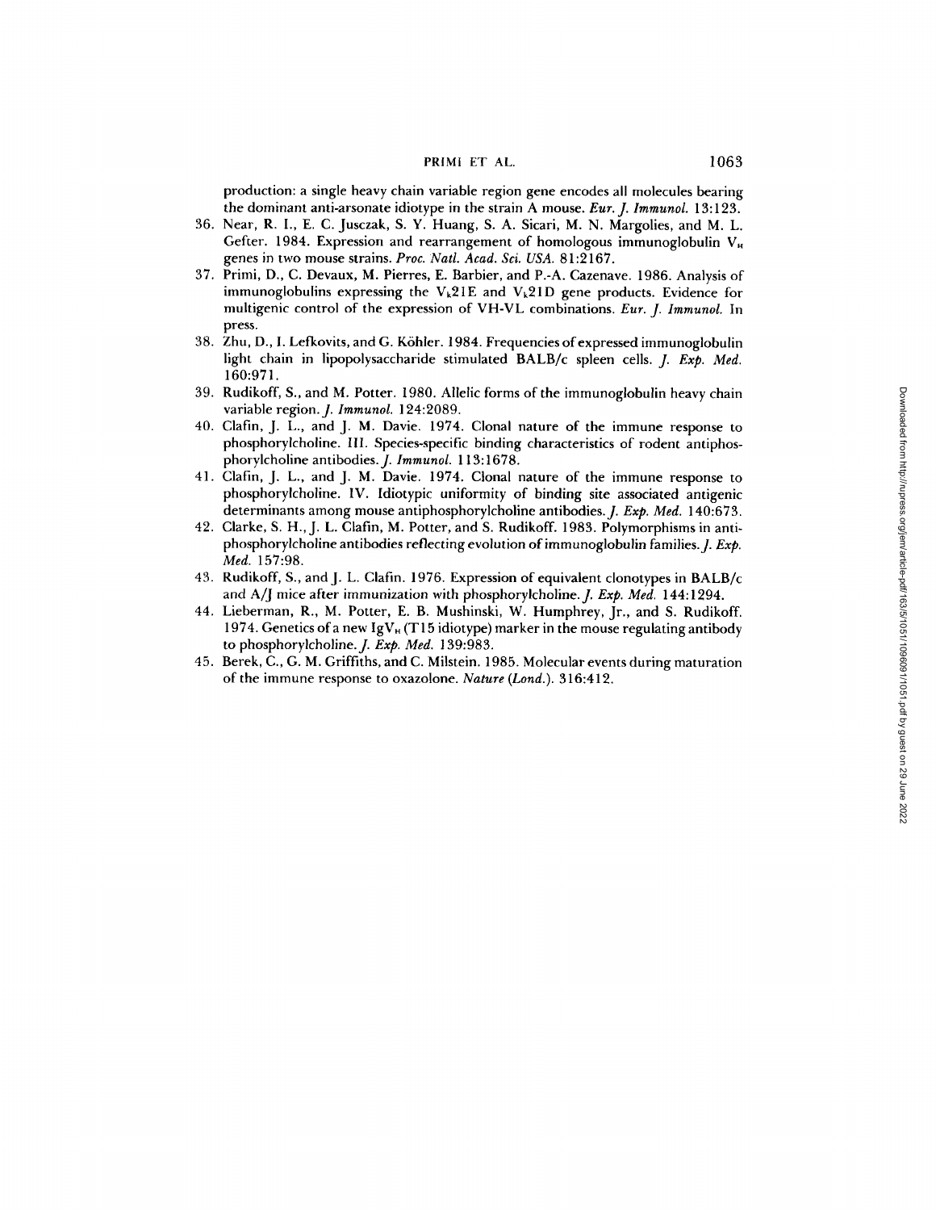production: a single heavy chain variable region gene encodes all molecules bearing the dominant anti-arsonate idiotype in the strain A mouse. *Eur. J. Immunol.* 13:123.

36. Near, R. I., E. C. Jusczak, S. Y. Huang, S. A. Sicari, M. N. Margolies, and M. L. Gefter. 1984. Expression and rearrangement of homologous immunoglobulin $V_H$ genes in two mouse strains. *Proc. Natl. Acad. Sci. USA.* 81:2167.
37. Primi, D., C. Devaux, M. Pierres, E. Barbier, and P.-A. Cazenave. 1986. Analysis of immunoglobulins expressing the $V_k21E$ and $V_k21D$ gene products. Evidence for multigenic control of the expression of VH-VL combinations. *Eur. J. Immunol.* In press.
38. Zhu, D., I. Lefkovits, and G. Köhler. 1984. Frequencies of expressed immunoglobulin light chain in lipopolysaccharide stimulated BALB/c spleen cells. *J. Exp. Med.* 160:971.
39. Rudikoff, S., and M. Potter. 1980. Allelic forms of the immunoglobulin heavy chain variable region. *J. Immunol.* 124:2089.
40. Clafin, J. L., and J. M. Davie. 1974. Clonal nature of the immune response to phosphorylcholine. III. Species-specific binding characteristics of rodent antiphosphorylcholine antibodies. *J. Immunol.* 113:1678.
41. Clafin, J. L., and J. M. Davie. 1974. Clonal nature of the immune response to phosphorylcholine. IV. Idiotypic uniformity of binding site associated antigenic determinants among mouse antiphosphorylcholine antibodies. *J. Exp. Med.* 140:673.
42. Clarke, S. H., J. L. Clafin, M. Potter, and S. Rudikoff. 1983. Polymorphisms in antiphosphorylcholine antibodies reflecting evolution of immunoglobulin families. *J. Exp. Med.* 157:98.
43. Rudikoff, S., and J. L. Clafin. 1976. Expression of equivalent clonotypes in BALB/c and A/J mice after immunization with phosphorylcholine. *J. Exp. Med.* 144:1294.
44. Lieberman, R., M. Potter, E. B. Mushinski, W. Humphrey, Jr., and S. Rudikoff. 1974. Genetics of a new $IgV_H$ (T15 idiotype) marker in the mouse regulating antibody to phosphorylcholine. *J. Exp. Med.* 139:983.
45. Berek, C., G. M. Griffiths, and C. Milstein. 1985. Molecular events during maturation of the immune response to oxazolone. *Nature (Lond.).* 316:412.